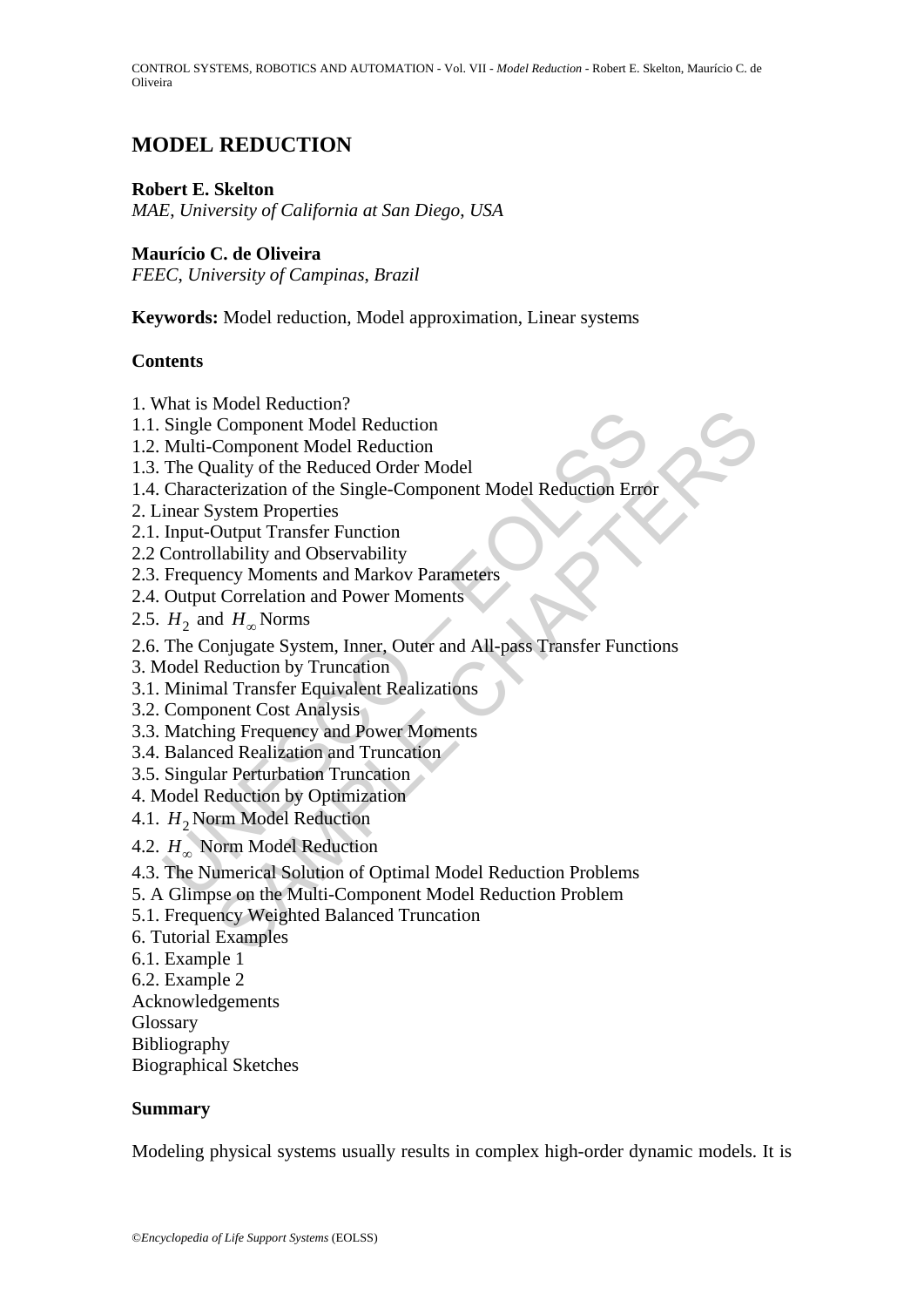# MODEL REDUCTION

**Robert E. Skelton**
*MAE, University of California at San Diego, USA*

**Maurício C. de Oliveira**
*FEEC, University of Campinas, Brazil*

**Keywords:** Model reduction, Model approximation, Linear systems

## Contents

1. What is Model Reduction?
1.1. Single Component Model Reduction
1.2. Multi-Component Model Reduction
1.3. The Quality of the Reduced Order Model
1.4. Characterization of the Single-Component Model Reduction Error
2. Linear System Properties
2.1. Input-Output Transfer Function
2.2 Controllability and Observability
2.3. Frequency Moments and Markov Parameters
2.4. Output Correlation and Power Moments
2.5. $H_2$ and $H_\infty$ Norms
2.6. The Conjugate System, Inner, Outer and All-pass Transfer Functions
3. Model Reduction by Truncation
3.1. Minimal Transfer Equivalent Realizations
3.2. Component Cost Analysis
3.3. Matching Frequency and Power Moments
3.4. Balanced Realization and Truncation
3.5. Singular Perturbation Truncation
4. Model Reduction by Optimization
4.1. $H_2$ Norm Model Reduction
4.2. $H_\infty$ Norm Model Reduction
4.3. The Numerical Solution of Optimal Model Reduction Problems
5. A Glimpse on the Multi-Component Model Reduction Problem
5.1. Frequency Weighted Balanced Truncation
6. Tutorial Examples
6.1. Example 1
6.2. Example 2
Acknowledgements
Glossary
Bibliography
Biographical Sketches

## Summary

Modeling physical systems usually results in complex high-order dynamic models. It is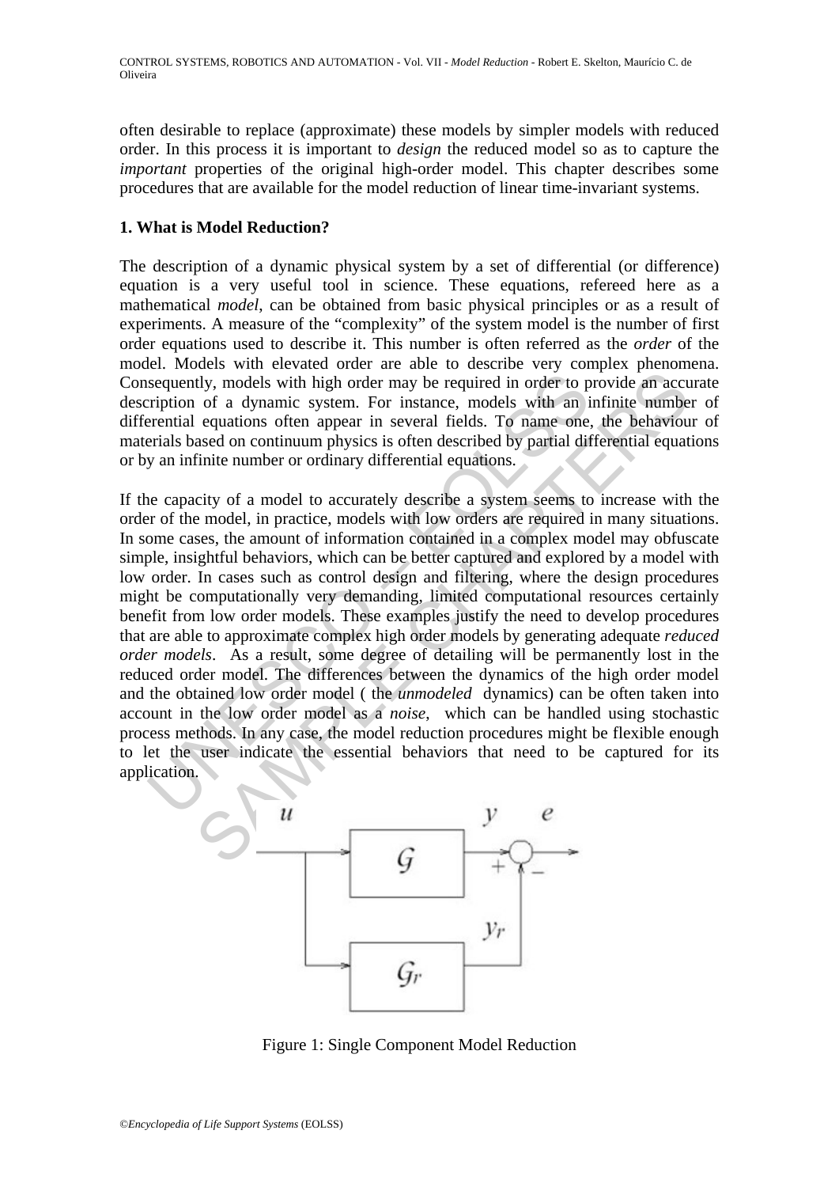often desirable to replace (approximate) these models by simpler models with reduced order. In this process it is important to *design* the reduced model so as to capture the *important* properties of the original high-order model. This chapter describes some procedures that are available for the model reduction of linear time-invariant systems.

## 1. What is Model Reduction?

The description of a dynamic physical system by a set of differential (or difference) equation is a very useful tool in science. These equations, refereed here as a mathematical *model*, can be obtained from basic physical principles or as a result of experiments. A measure of the "complexity" of the system model is the number of first order equations used to describe it. This number is often referred as the *order* of the model. Models with elevated order are able to describe very complex phenomena. Consequently, models with high order may be required in order to provide an accurate description of a dynamic system. For instance, models with an infinite number of differential equations often appear in several fields. To name one, the behaviour of materials based on continuum physics is often described by partial differential equations or by an infinite number or ordinary differential equations.

If the capacity of a model to accurately describe a system seems to increase with the order of the model, in practice, models with low orders are required in many situations. In some cases, the amount of information contained in a complex model may obfuscate simple, insightful behaviors, which can be better captured and explored by a model with low order. In cases such as control design and filtering, where the design procedures might be computationally very demanding, limited computational resources certainly benefit from low order models. These examples justify the need to develop procedures that are able to approximate complex high order models by generating adequate *reduced order models*. As a result, some degree of detailing will be permanently lost in the reduced order model. The differences between the dynamics of the high order model and the obtained low order model ( the *unmodeled* dynamics) can be often taken into account in the low order model as a *noise*, which can be handled using stochastic process methods. In any case, the model reduction procedures might be flexible enough to let the user indicate the essential behaviors that need to be captured for its application.

Figure 1: Single Component Model Reduction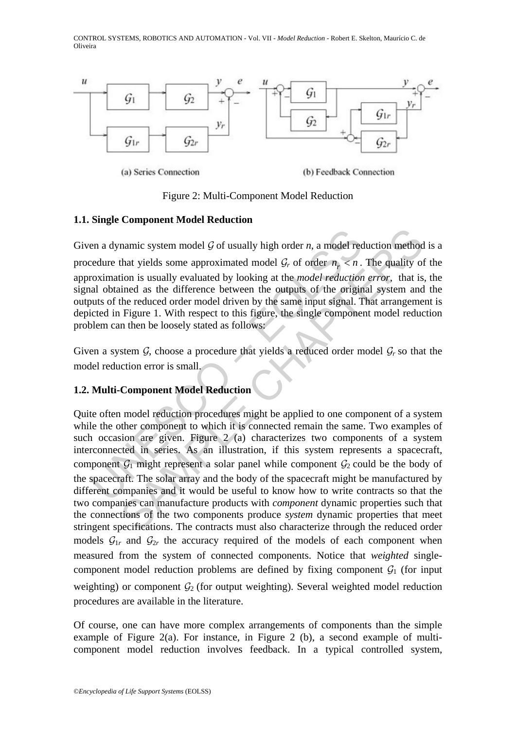Figure 2: Multi-Component Model Reduction

### 1.1. Single Component Model Reduction

Given a dynamic system model $\mathcal{G}$ of usually high order $n$, a model reduction method is a procedure that yields some approximated model $\mathcal{G}_r$ of order $n_r < n$. The quality of the approximation is usually evaluated by looking at the *model reduction error*, that is, the signal obtained as the difference between the outputs of the original system and the outputs of the reduced order model driven by the same input signal. That arrangement is depicted in Figure 1. With respect to this figure, the single component model reduction problem can then be loosely stated as follows:

Given a system $\mathcal{G}$, choose a procedure that yields a reduced order model $\mathcal{G}_r$ so that the model reduction error is small.

### 1.2. Multi-Component Model Reduction

Quite often model reduction procedures might be applied to one component of a system while the other component to which it is connected remain the same. Two examples of such occasion are given. Figure 2 (a) characterizes two components of a system interconnected in series. As an illustration, if this system represents a spacecraft, component $\mathcal{G}_1$ might represent a solar panel while component $\mathcal{G}_2$ could be the body of the spacecraft. The solar array and the body of the spacecraft might be manufactured by different companies and it would be useful to know how to write contracts so that the two companies can manufacture products with *component* dynamic properties such that the connections of the two components produce *system* dynamic properties that meet stringent specifications. The contracts must also characterize through the reduced order models $\mathcal{G}_{1r}$ and $\mathcal{G}_{2r}$ the accuracy required of the models of each component when measured from the system of connected components. Notice that *weighted* single-component model reduction problems are defined by fixing component $\mathcal{G}_1$ (for input weighting) or component $\mathcal{G}_2$ (for output weighting). Several weighted model reduction procedures are available in the literature.

Of course, one can have more complex arrangements of components than the simple example of Figure 2(a). For instance, in Figure 2 (b), a second example of multi-component model reduction involves feedback. In a typical controlled system,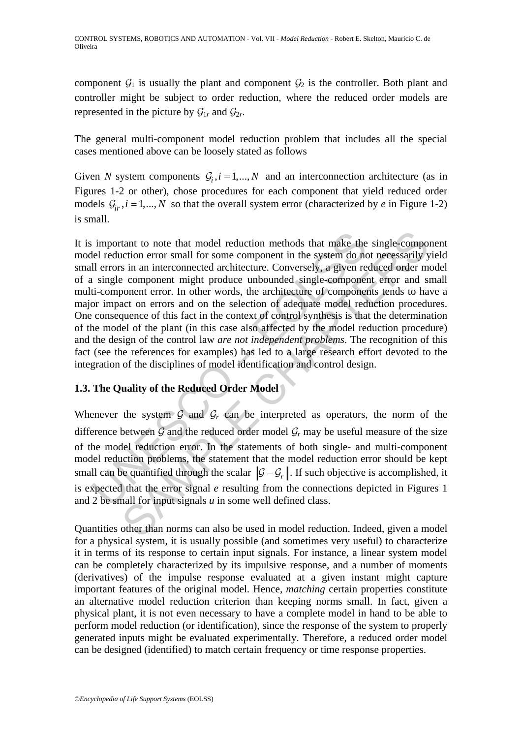component $\mathcal{G}_1$ is usually the plant and component $\mathcal{G}_2$ is the controller. Both plant and controller might be subject to order reduction, where the reduced order models are represented in the picture by $\mathcal{G}_{1r}$ and $\mathcal{G}_{2r}$.

The general multi-component model reduction problem that includes all the special cases mentioned above can be loosely stated as follows

Given $N$ system components $\mathcal{G}_i, i = 1,...,N$ and an interconnection architecture (as in Figures 1-2 or other), chose procedures for each component that yield reduced order models $\mathcal{G}_{ir}, i = 1,...,N$ so that the overall system error (characterized by $e$ in Figure 1-2) is small.

It is important to note that model reduction methods that make the single-component model reduction error small for some component in the system do not necessarily yield small errors in an interconnected architecture. Conversely, a given reduced order model of a single component might produce unbounded single-component error and small multi-component error. In other words, the architecture of components tends to have a major impact on errors and on the selection of adequate model reduction procedures. One consequence of this fact in the context of control synthesis is that the determination of the model of the plant (in this case also affected by the model reduction procedure) and the design of the control law *are not independent problems*. The recognition of this fact (see the references for examples) has led to a large research effort devoted to the integration of the disciplines of model identification and control design.

### 1.3. The Quality of the Reduced Order Model

Whenever the system $\mathcal{G}$ and $\mathcal{G}_r$ can be interpreted as operators, the norm of the difference between $\mathcal{G}$ and the reduced order model $\mathcal{G}_r$ may be useful measure of the size of the model reduction error. In the statements of both single- and multi-component model reduction problems, the statement that the model reduction error should be kept small can be quantified through the scalar $\|\mathcal{G} - \mathcal{G}_r\|$. If such objective is accomplished, it is expected that the error signal $e$ resulting from the connections depicted in Figures 1 and 2 be small for input signals $u$ in some well defined class.

Quantities other than norms can also be used in model reduction. Indeed, given a model for a physical system, it is usually possible (and sometimes very useful) to characterize it in terms of its response to certain input signals. For instance, a linear system model can be completely characterized by its impulsive response, and a number of moments (derivatives) of the impulse response evaluated at a given instant might capture important features of the original model. Hence, *matching* certain properties constitute an alternative model reduction criterion than keeping norms small. In fact, given a physical plant, it is not even necessary to have a complete model in hand to be able to perform model reduction (or identification), since the response of the system to properly generated inputs might be evaluated experimentally. Therefore, a reduced order model can be designed (identified) to match certain frequency or time response properties.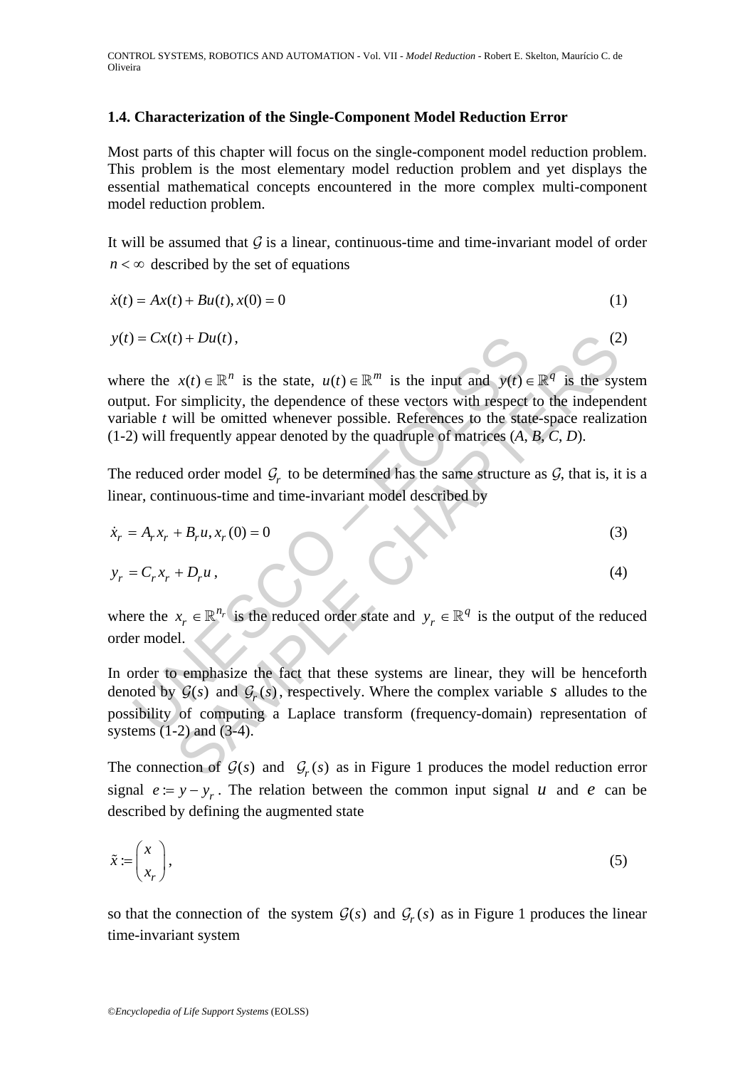### 1.4. Characterization of the Single-Component Model Reduction Error

Most parts of this chapter will focus on the single-component model reduction problem. This problem is the most elementary model reduction problem and yet displays the essential mathematical concepts encountered in the more complex multi-component model reduction problem.

It will be assumed that $\mathcal{G}$ is a linear, continuous-time and time-invariant model of order $n < \infty$ described by the set of equations

$$\dot{x}(t) = Ax(t) + Bu(t), x(0) = 0 \tag{1}$$

$$y(t) = Cx(t) + Du(t), \tag{2}$$

where the $x(t) \in \mathbb{R}^n$ is the state, $u(t) \in \mathbb{R}^m$ is the input and $y(t) \in \mathbb{R}^q$ is the system output. For simplicity, the dependence of these vectors with respect to the independent variable *t* will be omitted whenever possible. References to the state-space realization (1-2) will frequently appear denoted by the quadruple of matrices (*A*, *B*, *C*, *D*).

The reduced order model $\mathcal{G}_r$ to be determined has the same structure as $\mathcal{G}$, that is, it is a linear, continuous-time and time-invariant model described by

$$\dot{x}_r = A_r x_r + B_r u, x_r(0) = 0 \tag{3}$$

$$y_r = C_r x_r + D_r u, \tag{4}$$

where the $x_r \in \mathbb{R}^{n_r}$ is the reduced order state and $y_r \in \mathbb{R}^q$ is the output of the reduced order model.

In order to emphasize the fact that these systems are linear, they will be henceforth denoted by $\mathcal{G}(s)$ and $\mathcal{G}_r(s)$, respectively. Where the complex variable $s$ alludes to the possibility of computing a Laplace transform (frequency-domain) representation of systems (1-2) and (3-4).

The connection of $\mathcal{G}(s)$ and $\mathcal{G}_r(s)$ as in Figure 1 produces the model reduction error signal $e := y - y_r$. The relation between the common input signal $u$ and $e$ can be described by defining the augmented state

$$\tilde{x} := \begin{pmatrix} x \\ x_r \end{pmatrix}, \tag{5}$$

so that the connection of the system $\mathcal{G}(s)$ and $\mathcal{G}_r(s)$ as in Figure 1 produces the linear time-invariant system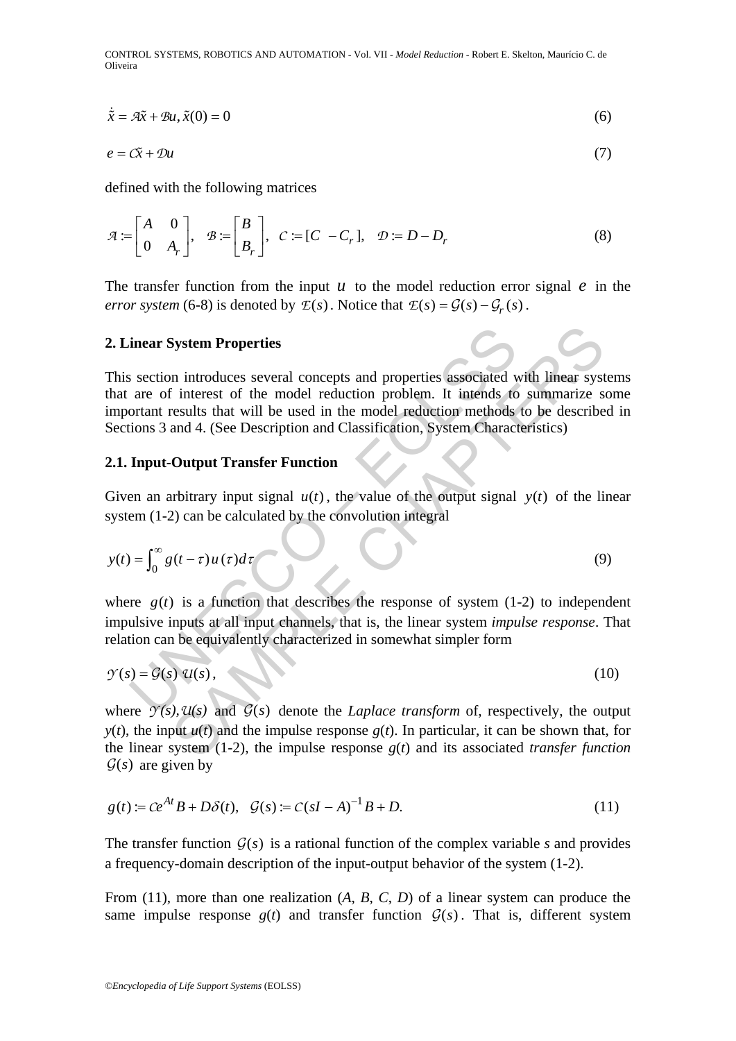$$\dot{\tilde{x}} = \mathcal{A}\tilde{x} + \mathcal{B}u, \tilde{x}(0) = 0 \tag{6}$$

$$e = \mathcal{C}\tilde{x} + \mathcal{D}u \tag{7}$$

defined with the following matrices

$$\mathcal{A} := \begin{bmatrix} A & 0 \\ 0 & A_r \end{bmatrix}, \quad \mathcal{B} := \begin{bmatrix} B \\ B_r \end{bmatrix}, \quad \mathcal{C} := [C \ \ -C_r], \quad \mathcal{D} := D - D_r \tag{8}$$

The transfer function from the input $u$ to the model reduction error signal $e$ in the *error system* (6-8) is denoted by $\mathcal{E}(s)$. Notice that $\mathcal{E}(s) = \mathcal{G}(s) - \mathcal{G}_r(s)$.

## 2. Linear System Properties

This section introduces several concepts and properties associated with linear systems that are of interest of the model reduction problem. It intends to summarize some important results that will be used in the model reduction methods to be described in Sections 3 and 4. (See Description and Classification, System Characteristics)

### 2.1. Input-Output Transfer Function

Given an arbitrary input signal $u(t)$, the value of the output signal $y(t)$ of the linear system (1-2) can be calculated by the convolution integral

$$y(t) = \int_0^\infty g(t-\tau)\,u(\tau)\,d\tau \tag{9}$$

where $g(t)$ is a function that describes the response of system (1-2) to independent impulsive inputs at all input channels, that is, the linear system *impulse response*. That relation can be equivalently characterized in somewhat simpler form

$$\mathcal{Y}(s) = \mathcal{G}(s)\ \mathcal{U}(s), \tag{10}$$

where $\mathcal{Y}(s), \mathcal{U}(s)$ and $\mathcal{G}(s)$ denote the *Laplace transform* of, respectively, the output $y(t)$, the input $u(t)$ and the impulse response $g(t)$. In particular, it can be shown that, for the linear system (1-2), the impulse response $g(t)$ and its associated *transfer function* $\mathcal{G}(s)$ are given by

$$g(t) := \mathcal{C}e^{At}B + D\delta(t), \quad \mathcal{G}(s) := \mathcal{C}(sI - A)^{-1}B + D. \tag{11}$$

The transfer function $\mathcal{G}(s)$ is a rational function of the complex variable $s$ and provides a frequency-domain description of the input-output behavior of the system (1-2).

From (11), more than one realization ($A$, $B$, $C$, $D$) of a linear system can produce the same impulse response $g(t)$ and transfer function $\mathcal{G}(s)$. That is, different system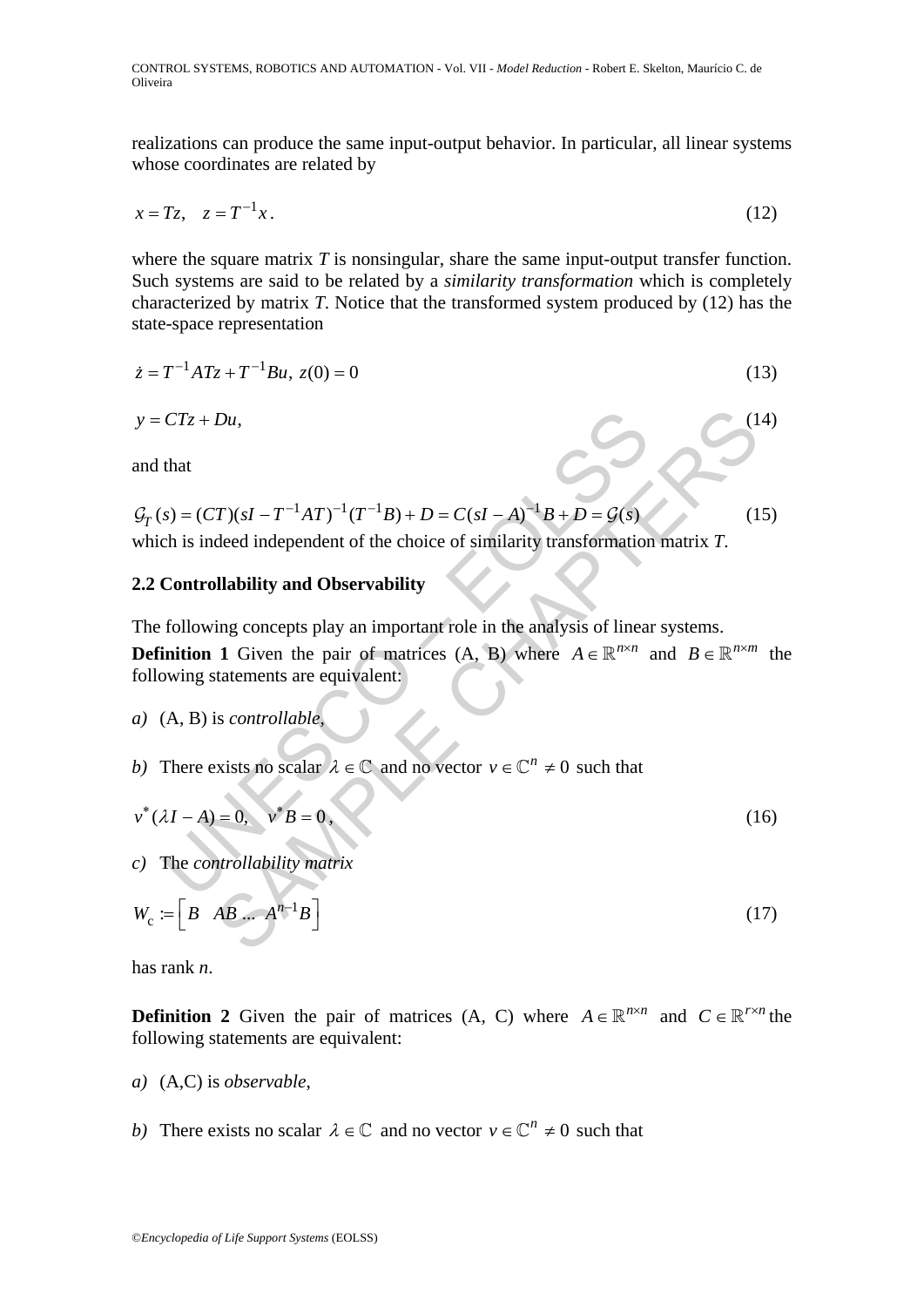realizations can produce the same input-output behavior. In particular, all linear systems whose coordinates are related by

$$x = Tz, \quad z = T^{-1}x. \tag{12}$$

where the square matrix $T$ is nonsingular, share the same input-output transfer function. Such systems are said to be related by a *similarity transformation* which is completely characterized by matrix $T$. Notice that the transformed system produced by (12) has the state-space representation

$$\dot{z} = T^{-1}ATz + T^{-1}Bu, \; z(0) = 0 \tag{13}$$

$$y = CTz + Du, \tag{14}$$

and that

$$\mathcal{G}_T(s) = (CT)(sI - T^{-1}AT)^{-1}(T^{-1}B) + D = C(sI - A)^{-1}B + D = \mathcal{G}(s) \tag{15}$$

which is indeed independent of the choice of similarity transformation matrix $T$.

### 2.2 Controllability and Observability

The following concepts play an important role in the analysis of linear systems.

**Definition 1** Given the pair of matrices (A, B) where $A \in \mathbb{R}^{n \times n}$ and $B \in \mathbb{R}^{n \times m}$ the following statements are equivalent:

*a)* (A, B) is *controllable*,

*b)* There exists no scalar $\lambda \in \mathbb{C}$ and no vector $v \in \mathbb{C}^n \neq 0$ such that

$$v^*(\lambda I - A) = 0, \quad v^* B = 0, \tag{16}$$

*c)* The *controllability matrix*

$$W_c := \begin{bmatrix} B & AB \ldots & A^{n-1}B \end{bmatrix} \tag{17}$$

has rank $n$.

**Definition 2** Given the pair of matrices (A, C) where $A \in \mathbb{R}^{n \times n}$ and $C \in \mathbb{R}^{r \times n}$ the following statements are equivalent:

*a)* (A,C) is *observable*,

*b)* There exists no scalar $\lambda \in \mathbb{C}$ and no vector $v \in \mathbb{C}^n \neq 0$ such that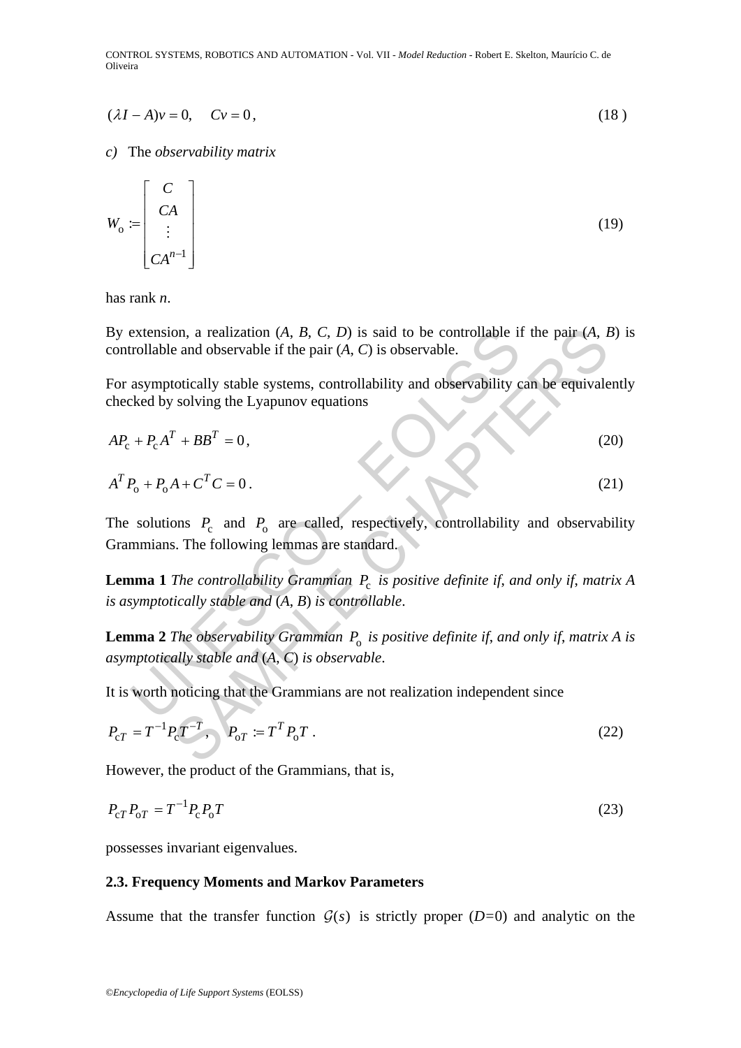$$(\lambda I - A)v = 0, \quad Cv = 0, \tag{18}$$

*c)* The *observability matrix*

$$W_{\mathrm{o}} := \begin{bmatrix} C \\ CA \\ \vdots \\ CA^{n-1} \end{bmatrix} \tag{19}$$

has rank $n$.

By extension, a realization ($A$, $B$, $C$, $D$) is said to be controllable if the pair ($A$, $B$) is controllable and observable if the pair ($A$, $C$) is observable.

For asymptotically stable systems, controllability and observability can be equivalently checked by solving the Lyapunov equations

$$AP_{\mathrm{c}} + P_{\mathrm{c}}A^T + BB^T = 0, \tag{20}$$

$$A^T P_{\mathrm{o}} + P_{\mathrm{o}}A + C^T C = 0. \tag{21}$$

The solutions $P_{\mathrm{c}}$ and $P_{\mathrm{o}}$ are called, respectively, controllability and observability Grammians. The following lemmas are standard.

**Lemma 1** *The controllability Grammian* $P_{\mathrm{c}}$ *is positive definite if, and only if, matrix A is asymptotically stable and* ($A$, $B$) *is controllable*.

**Lemma 2** *The observability Grammian* $P_{\mathrm{o}}$ *is positive definite if, and only if, matrix A is asymptotically stable and* ($A$, $C$) *is observable*.

It is worth noticing that the Grammians are not realization independent since

$$P_{\mathrm{c}T} = T^{-1}P_{\mathrm{c}}T^{-T}, \quad P_{\mathrm{o}T} := T^T P_{\mathrm{o}} T. \tag{22}$$

However, the product of the Grammians, that is,

$$P_{\mathrm{c}T} P_{\mathrm{o}T} = T^{-1} P_{\mathrm{c}} P_{\mathrm{o}} T \tag{23}$$

possesses invariant eigenvalues.

### 2.3. Frequency Moments and Markov Parameters

Assume that the transfer function $\mathcal{G}(s)$ is strictly proper ($D$=0) and analytic on the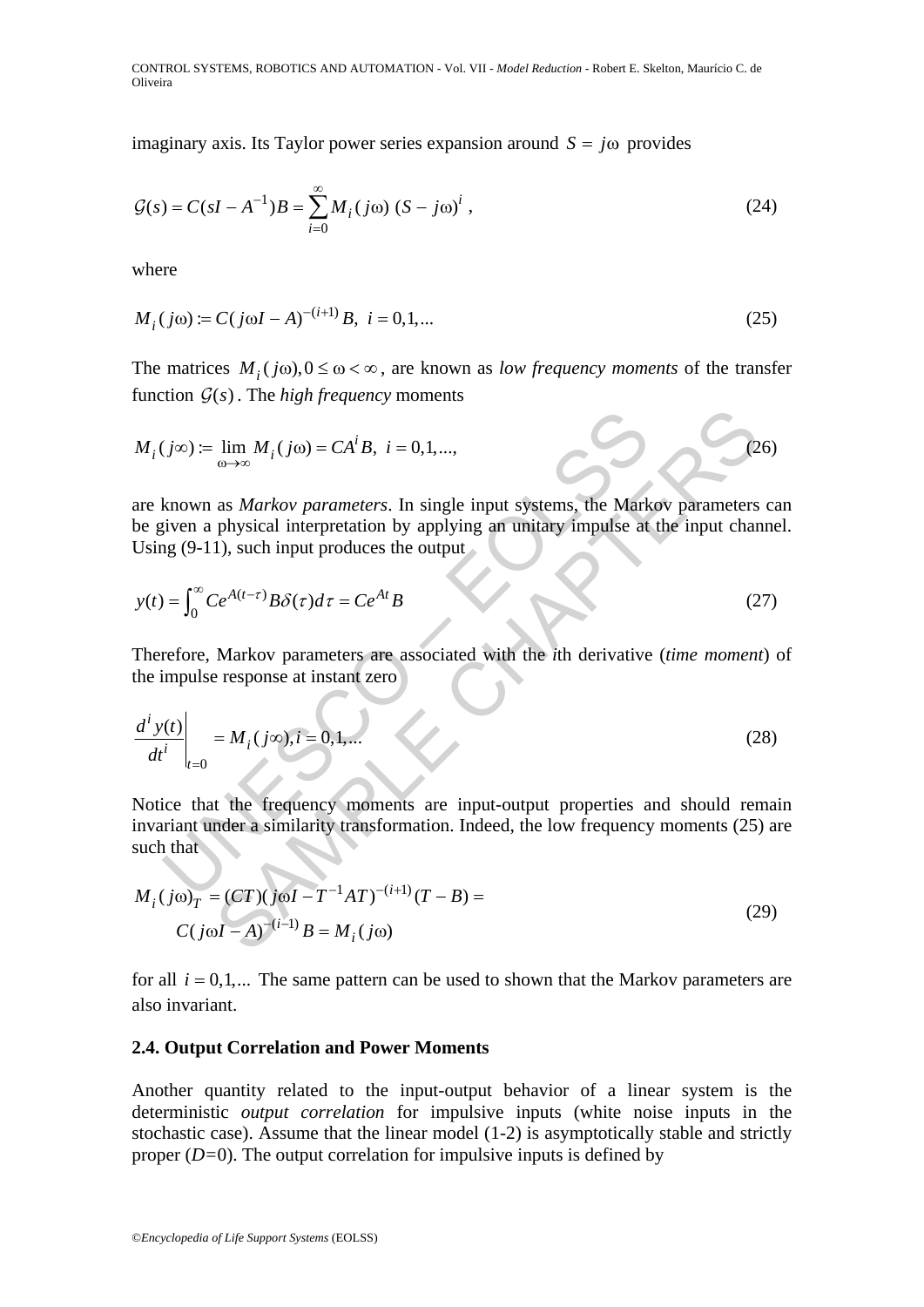imaginary axis. Its Taylor power series expansion around $S = j\omega$ provides

$$\mathcal{G}(s) = C(sI - A^{-1})B = \sum_{i=0}^{\infty} M_i(j\omega)\,(S - j\omega)^i\,, \tag{24}$$

where

$$M_i(j\omega) := C(j\omega I - A)^{-(i+1)} B,\ \ i = 0,1,... \tag{25}$$

The matrices $M_i(j\omega), 0 \leq \omega < \infty$, are known as *low frequency moments* of the transfer function $\mathcal{G}(s)$. The *high frequency* moments

$$M_i(j\infty) := \lim_{\omega \to \infty} M_i(j\omega) = CA^i B,\ \ i = 0,1,..., \tag{26}$$

are known as *Markov parameters*. In single input systems, the Markov parameters can be given a physical interpretation by applying an unitary impulse at the input channel. Using (9-11), such input produces the output

$$y(t) = \int_0^{\infty} Ce^{A(t-\tau)} B\delta(\tau)d\tau = Ce^{At}B \tag{27}$$

Therefore, Markov parameters are associated with the *i*th derivative (*time moment*) of the impulse response at instant zero

$$\left.\frac{d^i y(t)}{dt^i}\right|_{t=0} = M_i(j\infty), i = 0,1,... \tag{28}$$

Notice that the frequency moments are input-output properties and should remain invariant under a similarity transformation. Indeed, the low frequency moments (25) are such that

$$\begin{aligned} M_i(j\omega)_T &= (CT)(j\omega I - T^{-1}AT)^{-(i+1)}(T - B) = \\ &C(j\omega I - A)^{-(i-1)} B = M_i(j\omega) \end{aligned} \tag{29}$$

for all $i = 0,1,...$ The same pattern can be used to shown that the Markov parameters are also invariant.

### 2.4. Output Correlation and Power Moments

Another quantity related to the input-output behavior of a linear system is the deterministic *output correlation* for impulsive inputs (white noise inputs in the stochastic case). Assume that the linear model (1-2) is asymptotically stable and strictly proper ($D$=0). The output correlation for impulsive inputs is defined by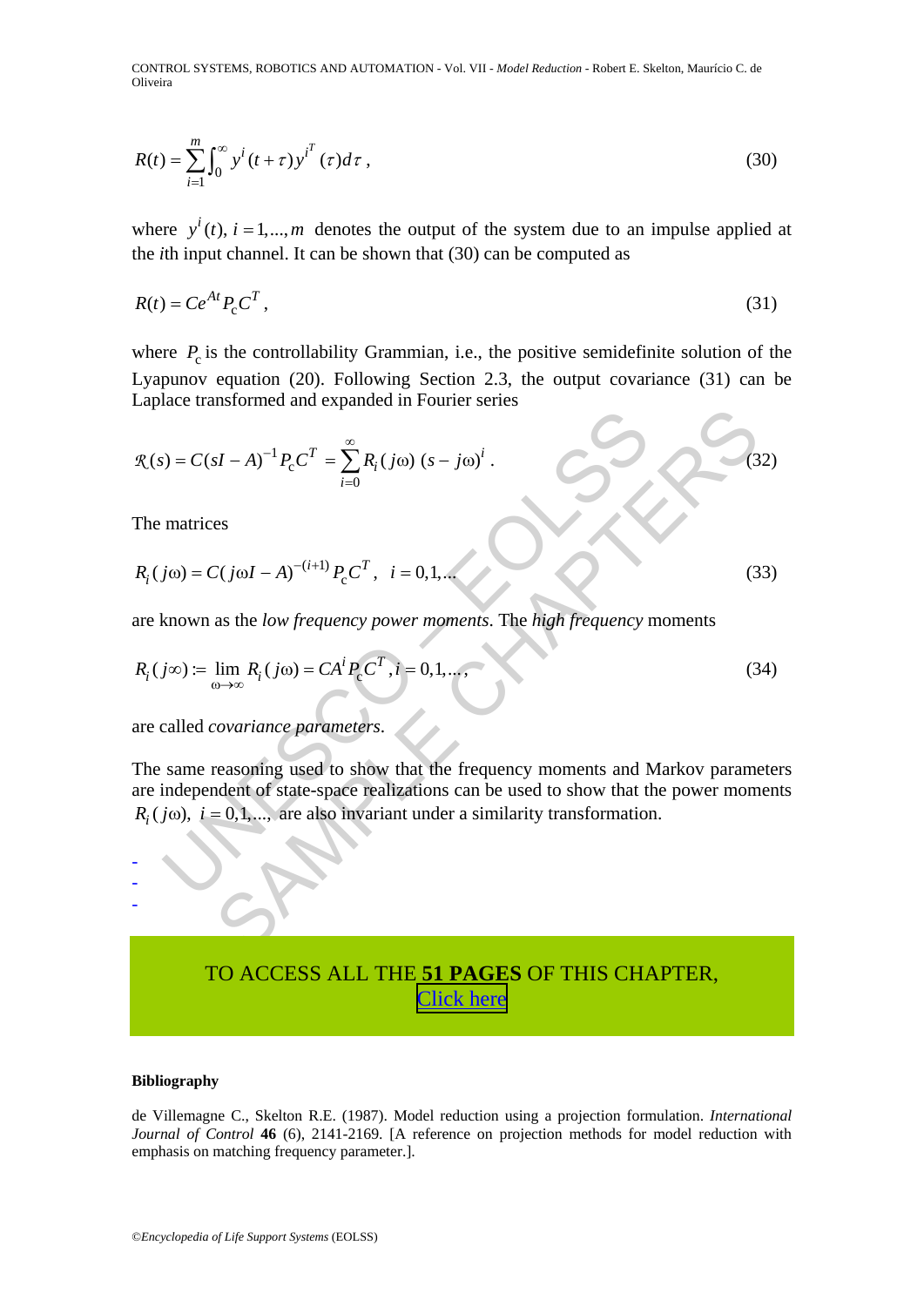$$R(t) = \sum_{i=1}^{m} \int_0^{\infty} y^i(t+\tau) y^{i^T}(\tau) d\tau \,, \tag{30}$$

where $y^i(t), i = 1,...,m$ denotes the output of the system due to an impulse applied at the *i*th input channel. It can be shown that (30) can be computed as

$$R(t) = Ce^{At} P_c C^T \,, \tag{31}$$

where $P_c$ is the controllability Grammian, i.e., the positive semidefinite solution of the Lyapunov equation (20). Following Section 2.3, the output covariance (31) can be Laplace transformed and expanded in Fourier series

$$\mathcal{R}(s) = C(sI - A)^{-1} P_c C^T = \sum_{i=0}^{\infty} R_i(j\omega)\,(s - j\omega)^i \,. \tag{32}$$

The matrices

$$R_i(j\omega) = C(j\omega I - A)^{-(i+1)} P_c C^T \,, \quad i = 0,1,... \tag{33}$$

are known as the *low frequency power moments*. The *high frequency* moments

$$R_i(j\infty) := \lim_{\omega \to \infty} R_i(j\omega) = CA^i P_c C^T \,, i = 0,1,..., \tag{34}$$

are called *covariance parameters*.

The same reasoning used to show that the frequency moments and Markov parameters are independent of state-space realizations can be used to show that the power moments $R_i(j\omega)$, $i = 0,1,...,$ are also invariant under a similarity transformation.

-
-
-

TO ACCESS ALL THE **51 PAGES** OF THIS CHAPTER,
Click here

**Bibliography**

de Villemagne C., Skelton R.E. (1987). Model reduction using a projection formulation. *International Journal of Control* **46** (6), 2141-2169. [A reference on projection methods for model reduction with emphasis on matching frequency parameter.].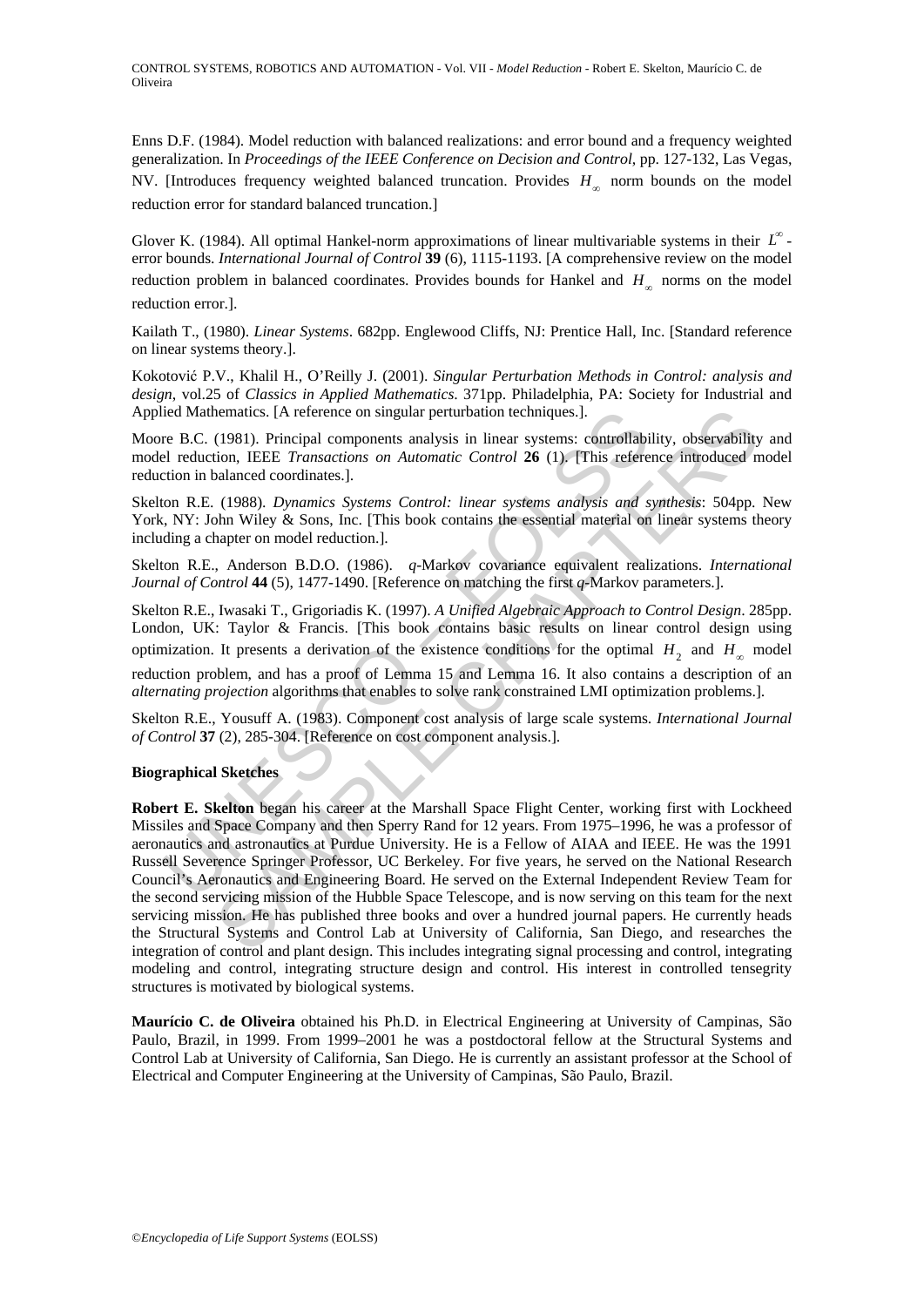Enns D.F. (1984). Model reduction with balanced realizations: and error bound and a frequency weighted generalization. In *Proceedings of the IEEE Conference on Decision and Control*, pp. 127-132, Las Vegas, NV. [Introduces frequency weighted balanced truncation. Provides $H_\infty$ norm bounds on the model reduction error for standard balanced truncation.]

Glover K. (1984). All optimal Hankel-norm approximations of linear multivariable systems in their $L^\infty$-error bounds. *International Journal of Control* **39** (6), 1115-1193. [A comprehensive review on the model reduction problem in balanced coordinates. Provides bounds for Hankel and $H_\infty$ norms on the model reduction error.].

Kailath T., (1980). *Linear Systems*. 682pp. Englewood Cliffs, NJ: Prentice Hall, Inc. [Standard reference on linear systems theory.].

Kokotović P.V., Khalil H., O'Reilly J. (2001). *Singular Perturbation Methods in Control: analysis and design*, vol.25 of *Classics in Applied Mathematics*. 371pp. Philadelphia, PA: Society for Industrial and Applied Mathematics. [A reference on singular perturbation techniques.].

Moore B.C. (1981). Principal components analysis in linear systems: controllability, observability and model reduction, IEEE *Transactions on Automatic Control* **26** (1). [This reference introduced model reduction in balanced coordinates.].

Skelton R.E. (1988). *Dynamics Systems Control: linear systems analysis and synthesis*: 504pp. New York, NY: John Wiley & Sons, Inc. [This book contains the essential material on linear systems theory including a chapter on model reduction.].

Skelton R.E., Anderson B.D.O. (1986). *q*-Markov covariance equivalent realizations. *International Journal of Control* **44** (5), 1477-1490. [Reference on matching the first *q*-Markov parameters.].

Skelton R.E., Iwasaki T., Grigoriadis K. (1997). *A Unified Algebraic Approach to Control Design*. 285pp. London, UK: Taylor & Francis. [This book contains basic results on linear control design using optimization. It presents a derivation of the existence conditions for the optimal $H_2$ and $H_\infty$ model reduction problem, and has a proof of Lemma 15 and Lemma 16. It also contains a description of an *alternating projection* algorithms that enables to solve rank constrained LMI optimization problems.].

Skelton R.E., Yousuff A. (1983). Component cost analysis of large scale systems. *International Journal of Control* **37** (2), 285-304. [Reference on cost component analysis.].

**Biographical Sketches**

**Robert E. Skelton** began his career at the Marshall Space Flight Center, working first with Lockheed Missiles and Space Company and then Sperry Rand for 12 years. From 1975–1996, he was a professor of aeronautics and astronautics at Purdue University. He is a Fellow of AIAA and IEEE. He was the 1991 Russell Severence Springer Professor, UC Berkeley. For five years, he served on the National Research Council's Aeronautics and Engineering Board. He served on the External Independent Review Team for the second servicing mission of the Hubble Space Telescope, and is now serving on this team for the next servicing mission. He has published three books and over a hundred journal papers. He currently heads the Structural Systems and Control Lab at University of California, San Diego, and researches the integration of control and plant design. This includes integrating signal processing and control, integrating modeling and control, integrating structure design and control. His interest in controlled tensegrity structures is motivated by biological systems.

**Maurício C. de Oliveira** obtained his Ph.D. in Electrical Engineering at University of Campinas, São Paulo, Brazil, in 1999. From 1999–2001 he was a postdoctoral fellow at the Structural Systems and Control Lab at University of California, San Diego. He is currently an assistant professor at the School of Electrical and Computer Engineering at the University of Campinas, São Paulo, Brazil.